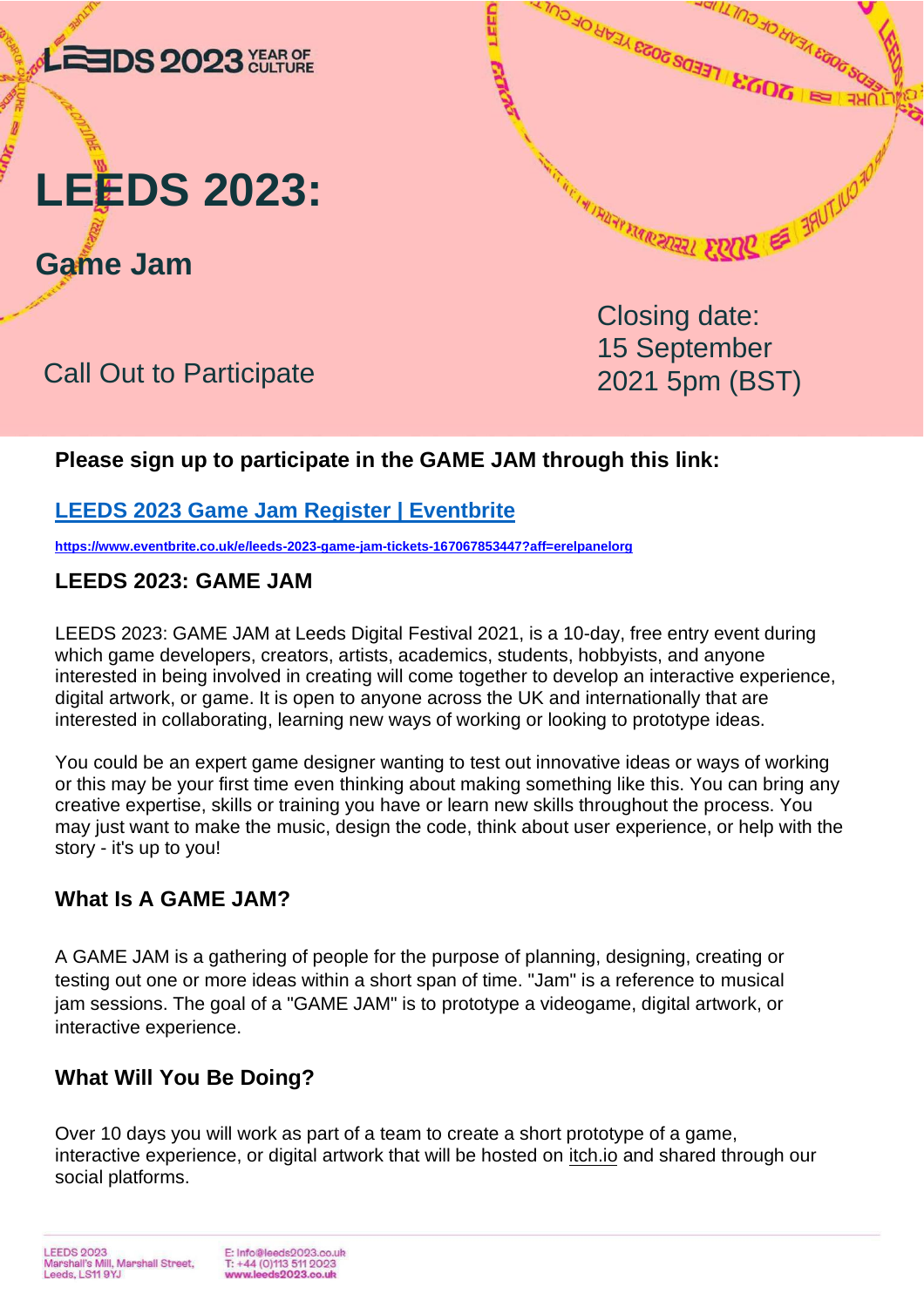LEEDS 2023 YEAR OF CULTURE

# LEEDS 2023:

## Game Jam

Call Out to Participate

Closing date: 15 September 2021 5pm (BST)

**Please sign up to participate in the GAME JAM through this link:**

**[LEEDS 2023 Game Jam Register | Eventbrite](https://www.eventbrite.co.uk/e/leeds-2023-game-jam-tickets-167067853447?aff=erelpanelorg)**

**https://www.eventbrite.co.uk/e/leeds-2023-game-jam-tickets-167067853447?aff=erelpanelorg**

### LEEDS 2023: GAME JAM

LEEDS 2023: GAME JAM at Leeds Digital Festival 2021, is a 10-day, free entry event during which game developers, creators, artists, academics, students, hobbyists, and anyone interested in being involved in creating will come together to develop an interactive experience, digital artwork, or game. It is open to anyone across the UK and internationally that are interested in collaborating, learning new ways of working or looking to prototype ideas.

You could be an expert game designer wanting to test out innovative ideas or ways of working or this may be your first time even thinking about making something like this. You can bring any creative expertise, skills or training you have or learn new skills throughout the process. You may just want to make the music, design the code, think about user experience, or help with the story - it's up to you!

### What Is A GAME JAM?

A GAME JAM is a gathering of people for the purpose of planning, designing, creating or testing out one or more ideas within a short span of time. "Jam" is a reference to musical jam sessions. The goal of a "GAME JAM" is to prototype a videogame, digital artwork, or interactive experience.

### What Will You Be Doing?

Over 10 days you will work as part of a team to create a short prototype of a game, interactive experience, or digital artwork that will be hosted on itch.io and shared through our social platforms.

LEEDS 2023
Marshall's Mill, Marshall Street,
Leeds, LS11 9YJ

E: info@leeds2023.co.uk
T: +44 (0)113 511 2023
www.leeds2023.co.uk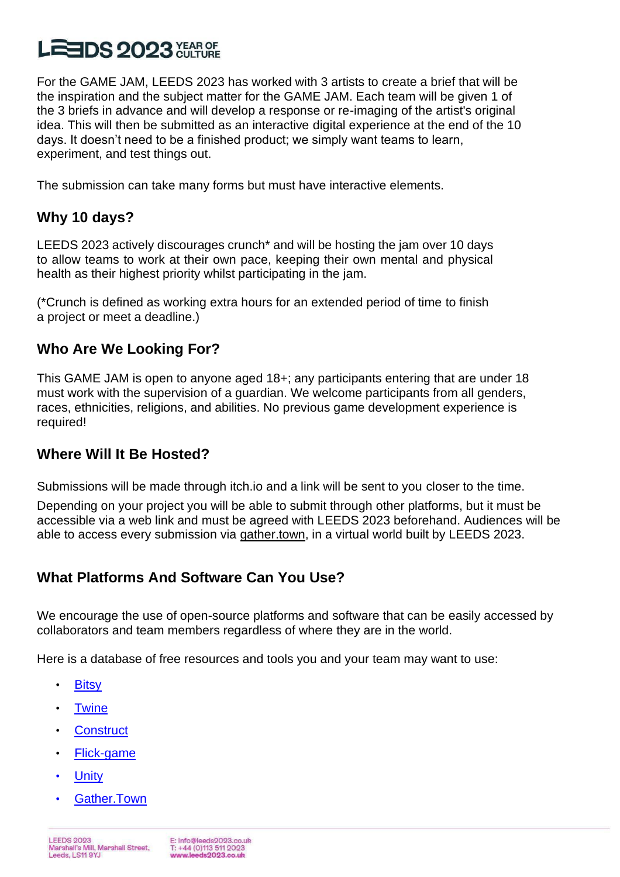For the GAME JAM, LEEDS 2023 has worked with 3 artists to create a brief that will be the inspiration and the subject matter for the GAME JAM. Each team will be given 1 of the 3 briefs in advance and will develop a response or re-imaging of the artist's original idea. This will then be submitted as an interactive digital experience at the end of the 10 days. It doesn't need to be a finished product; we simply want teams to learn, experiment, and test things out.

The submission can take many forms but must have interactive elements.

## Why 10 days?

LEEDS 2023 actively discourages crunch* and will be hosting the jam over 10 days to allow teams to work at their own pace, keeping their own mental and physical health as their highest priority whilst participating in the jam.

(*Crunch is defined as working extra hours for an extended period of time to finish a project or meet a deadline.)

## Who Are We Looking For?

This GAME JAM is open to anyone aged 18+; any participants entering that are under 18 must work with the supervision of a guardian. We welcome participants from all genders, races, ethnicities, religions, and abilities. No previous game development experience is required!

## Where Will It Be Hosted?

Submissions will be made through itch.io and a link will be sent to you closer to the time.

Depending on your project you will be able to submit through other platforms, but it must be accessible via a web link and must be agreed with LEEDS 2023 beforehand. Audiences will be able to access every submission via gather.town, in a virtual world built by LEEDS 2023.

## What Platforms And Software Can You Use?

We encourage the use of open-source platforms and software that can be easily accessed by collaborators and team members regardless of where they are in the world.

Here is a database of free resources and tools you and your team may want to use:

- Bitsy
- Twine
- Construct
- Flick-game
- Unity
- Gather.Town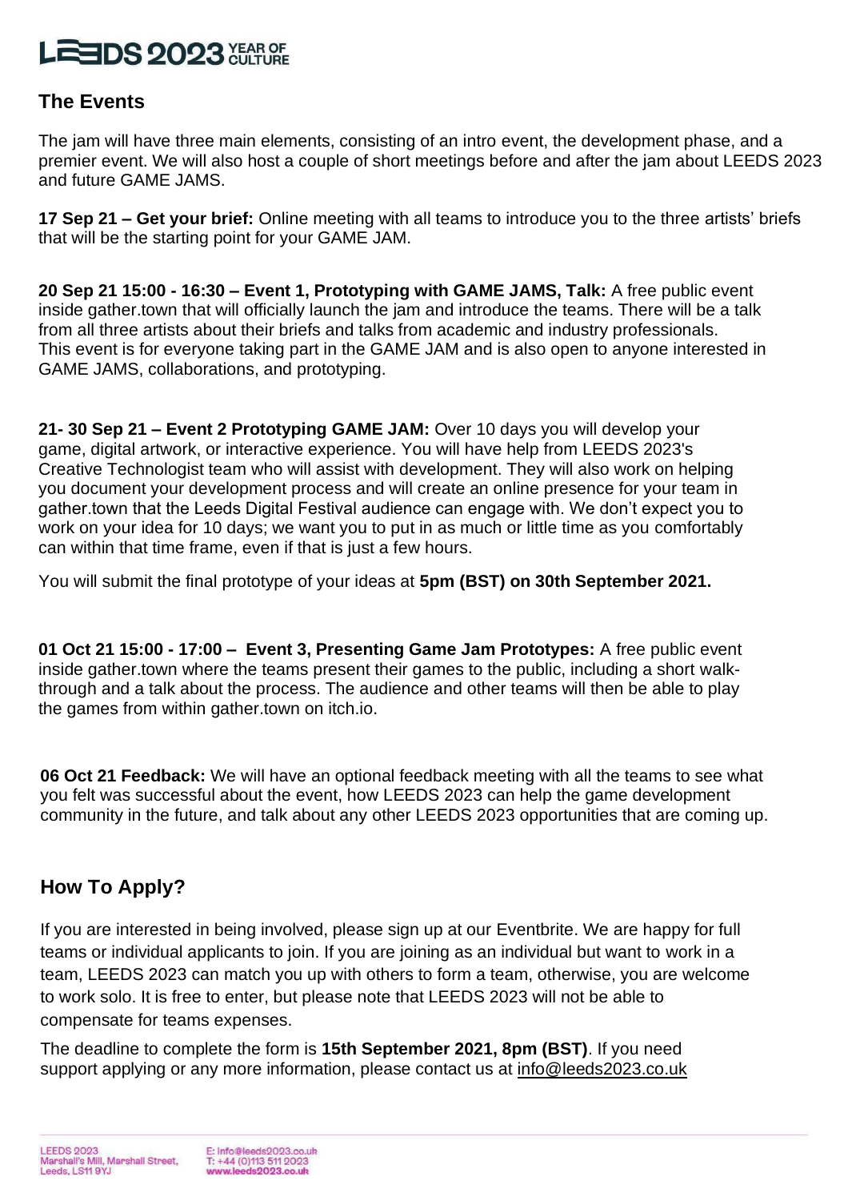## The Events

The jam will have three main elements, consisting of an intro event, the development phase, and a premier event. We will also host a couple of short meetings before and after the jam about LEEDS 2023 and future GAME JAMS.

**17 Sep 21 – Get your brief:** Online meeting with all teams to introduce you to the three artists' briefs that will be the starting point for your GAME JAM.

**20 Sep 21 15:00 - 16:30 – Event 1, Prototyping with GAME JAMS, Talk:** A free public event inside gather.town that will officially launch the jam and introduce the teams. There will be a talk from all three artists about their briefs and talks from academic and industry professionals. This event is for everyone taking part in the GAME JAM and is also open to anyone interested in GAME JAMS, collaborations, and prototyping.

**21- 30 Sep 21 – Event 2 Prototyping GAME JAM:** Over 10 days you will develop your game, digital artwork, or interactive experience. You will have help from LEEDS 2023's Creative Technologist team who will assist with development. They will also work on helping you document your development process and will create an online presence for your team in gather.town that the Leeds Digital Festival audience can engage with. We don't expect you to work on your idea for 10 days; we want you to put in as much or little time as you comfortably can within that time frame, even if that is just a few hours.

You will submit the final prototype of your ideas at **5pm (BST) on 30th September 2021.**

**01 Oct 21 15:00 - 17:00 – Event 3, Presenting Game Jam Prototypes:** A free public event inside gather.town where the teams present their games to the public, including a short walk-through and a talk about the process. The audience and other teams will then be able to play the games from within gather.town on itch.io.

**06 Oct 21 Feedback:** We will have an optional feedback meeting with all the teams to see what you felt was successful about the event, how LEEDS 2023 can help the game development community in the future, and talk about any other LEEDS 2023 opportunities that are coming up.

## How To Apply?

If you are interested in being involved, please sign up at our Eventbrite. We are happy for full teams or individual applicants to join. If you are joining as an individual but want to work in a team, LEEDS 2023 can match you up with others to form a team, otherwise, you are welcome to work solo. It is free to enter, but please note that LEEDS 2023 will not be able to compensate for teams expenses.

The deadline to complete the form is **15th September 2021, 8pm (BST)**. If you need support applying or any more information, please contact us at info@leeds2023.co.uk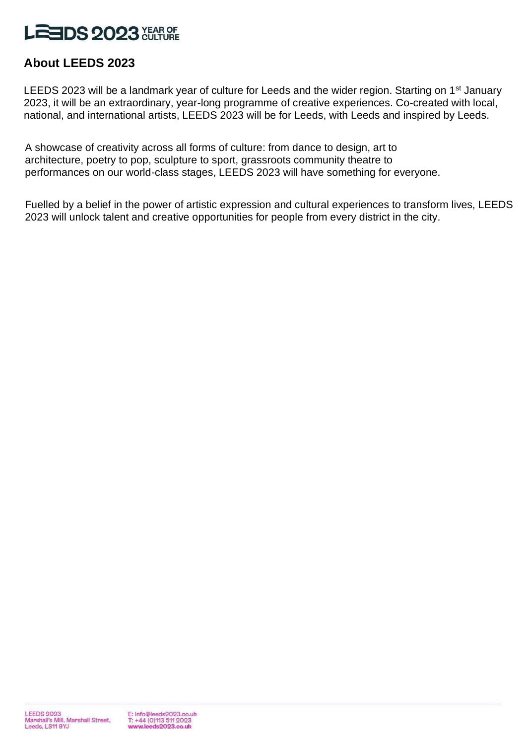## About LEEDS 2023

LEEDS 2023 will be a landmark year of culture for Leeds and the wider region. Starting on 1st January 2023, it will be an extraordinary, year-long programme of creative experiences. Co-created with local, national, and international artists, LEEDS 2023 will be for Leeds, with Leeds and inspired by Leeds.

A showcase of creativity across all forms of culture: from dance to design, art to architecture, poetry to pop, sculpture to sport, grassroots community theatre to performances on our world-class stages, LEEDS 2023 will have something for everyone.

Fuelled by a belief in the power of artistic expression and cultural experiences to transform lives, LEEDS 2023 will unlock talent and creative opportunities for people from every district in the city.